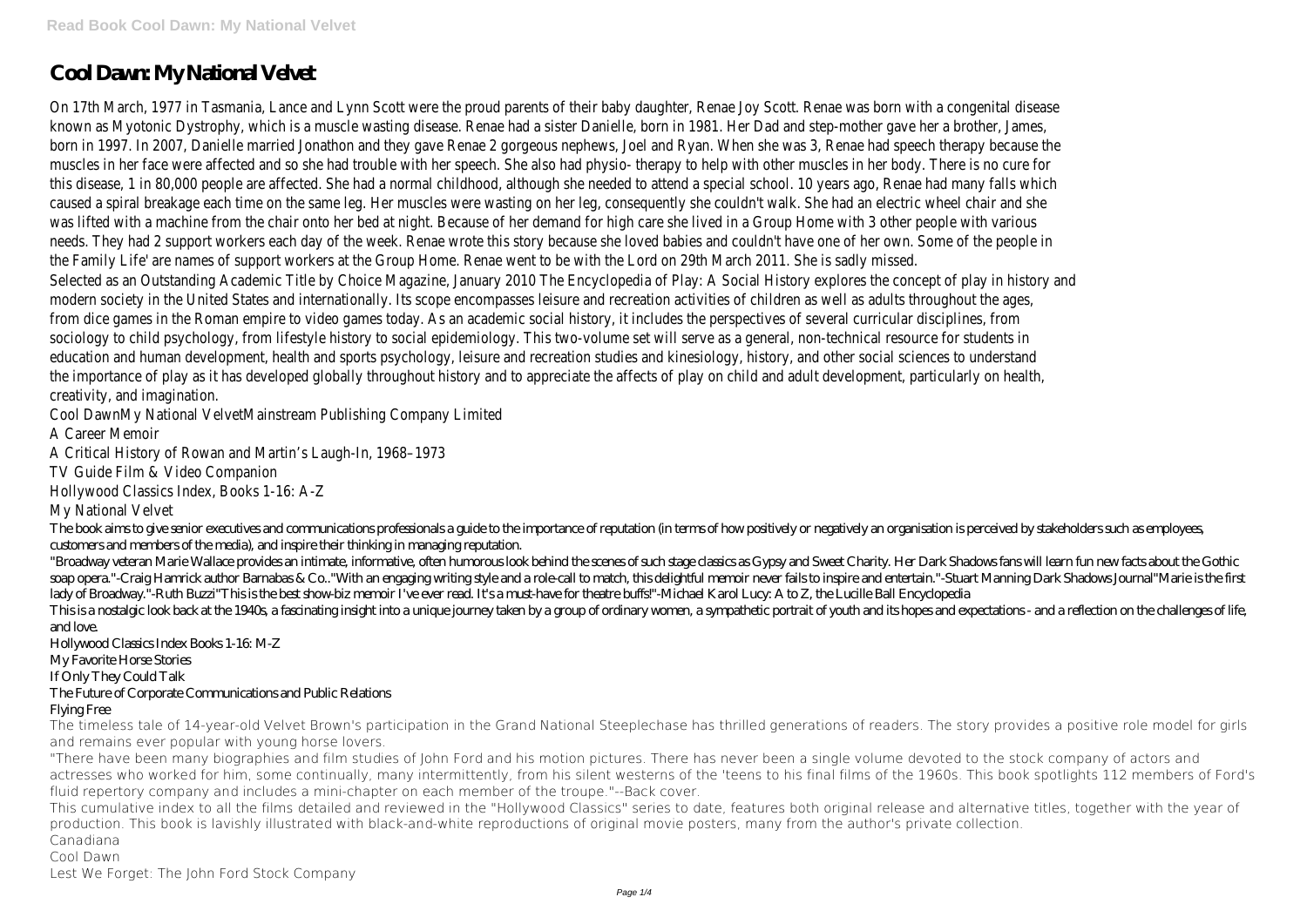# Cool Dawn: My National Velvet

On 17th March, 1977 in Tasmania, Lance and Lynn Scott were the proud parents of their baby daughter, Renae Joy Scott. Renae was born with a congenital disease known as Myotonic Dystrophy, which is a muscle wasting disease. Renae had a sister Danielle, born in 1981. Her Dad and step-mother gave her a brother, James, born in 1997. In 2007, Danielle married Jonathon and they gave Renae 2 gorgeous nephews, Joel and Ryan. When she was 3, Renae had speech therapy because the muscles in her face were affected and so she had trouble with her speech. She also had physio- therapy to help with other muscles in her body. There is no cure for this disease, 1 in 80,000 people are affected. She had a normal childhood, although she needed to attend a special school. 10 years ago, Renae had many falls which caused a spiral breakage each time on the same leg. Her muscles were wasting on her leg, consequently she couldn't walk. She had an electric wheel chair and she was lifted with a machine from the chair onto her bed at night. Because of her demand for high care she lived in a Group Home with 3 other people with various needs. They had 2 support workers each day of the week. Renae wrote this story because she loved babies and couldn't have one of her own. Some of the people in the Family Life' are names of support workers at the Group Home. Renae went to be with the Lord on 29th March 2011. She is sadly missed.

Selected as an Outstanding Academic Title by Choice Magazine, January 2010 The Encyclopedia of Play: A Social History explores the concept of play in history and modern society in the United States and internationally. Its scope encompasses leisure and recreation activities of children as well as adults throughout the ages, from dice games in the Roman empire to video games today. As an academic social history, it includes the perspectives of several curricular disciplines, from sociology to child psychology, from lifestyle history to social epidemiology. This two-volume set will serve as a general, non-technical resource for students in education and human development, health and sports psychology, leisure and recreation studies and kinesiology, history, and other social sciences to understand the importance of play as it has developed globally throughout history and to appreciate the affects of play on child and adult development, particularly on health, creativity, and imagination.

Cool DawnMy National VelvetMainstream Publishing Company Limited

A Career Memoir

A Critical History of Rowan and Martin's Laugh-In, 1968–1973

TV Guide Film & Video Companion

Hollywood Classics Index, Books 1-16: A-Z

My National Velvet

The book aims to give senior executives and communications professionals a guide to the importance of reputation (in terms of how positively or negatively an organisation is perceived by stakeholders such as employees, customers and members of the media), and inspire their thinking in managing reputation.

"Broadway veteran Marie Wallace provides an intimate, informative, often humorous look behind the scenes of such stage classics as Gypsy and Sweet Charity. Her Dark Shadows fans will learn fun new facts about the Gothic soap opera."-Craig Hamrick author Barnabas & Co.."With an engaging writing style and a role-call to match, this delightful memoir never fails to inspire and entertain."-Stuart Manning Dark Shadows Journal"Marie is the first lady of Broadway."-Ruth Buzzi"This is the best show-biz memoir I've ever read. It's a must-have for theatre buffs!"-Michael Karol Lucy: A to Z, the Lucille Ball Encyclopedia

This is a nostalgic look back at the 1940s, a fascinating insight into a unique journey taken by a group of ordinary women, a sympathetic portrait of youth and its hopes and expectations - and a reflection on the challenges of life, and love.

Hollywood Classics Index Books 1-16: M-Z

My Favorite Horse Stories

If Only They Could Talk

The Future of Corporate Communications and Public Relations

Flying Free

The timeless tale of 14-year-old Velvet Brown's participation in the Grand National Steeplechase has thrilled generations of readers. The story provides a positive role model for girls and remains ever popular with young horse lovers.

"There have been many biographies and film studies of John Ford and his motion pictures. There has never been a single volume devoted to the stock company of actors and actresses who worked for him, some continually, many intermittently, from his silent westerns of the 'teens to his final films of the 1960s. This book spotlights 112 members of Ford's fluid repertory company and includes a mini-chapter on each member of the troupe."--Back cover.

This cumulative index to all the films detailed and reviewed in the "Hollywood Classics" series to date, features both original release and alternative titles, together with the year of production. This book is lavishly illustrated with black-and-white reproductions of original movie posters, many from the author's private collection.

Canadiana

Cool Dawn

Lest We Forget: The John Ford Stock Company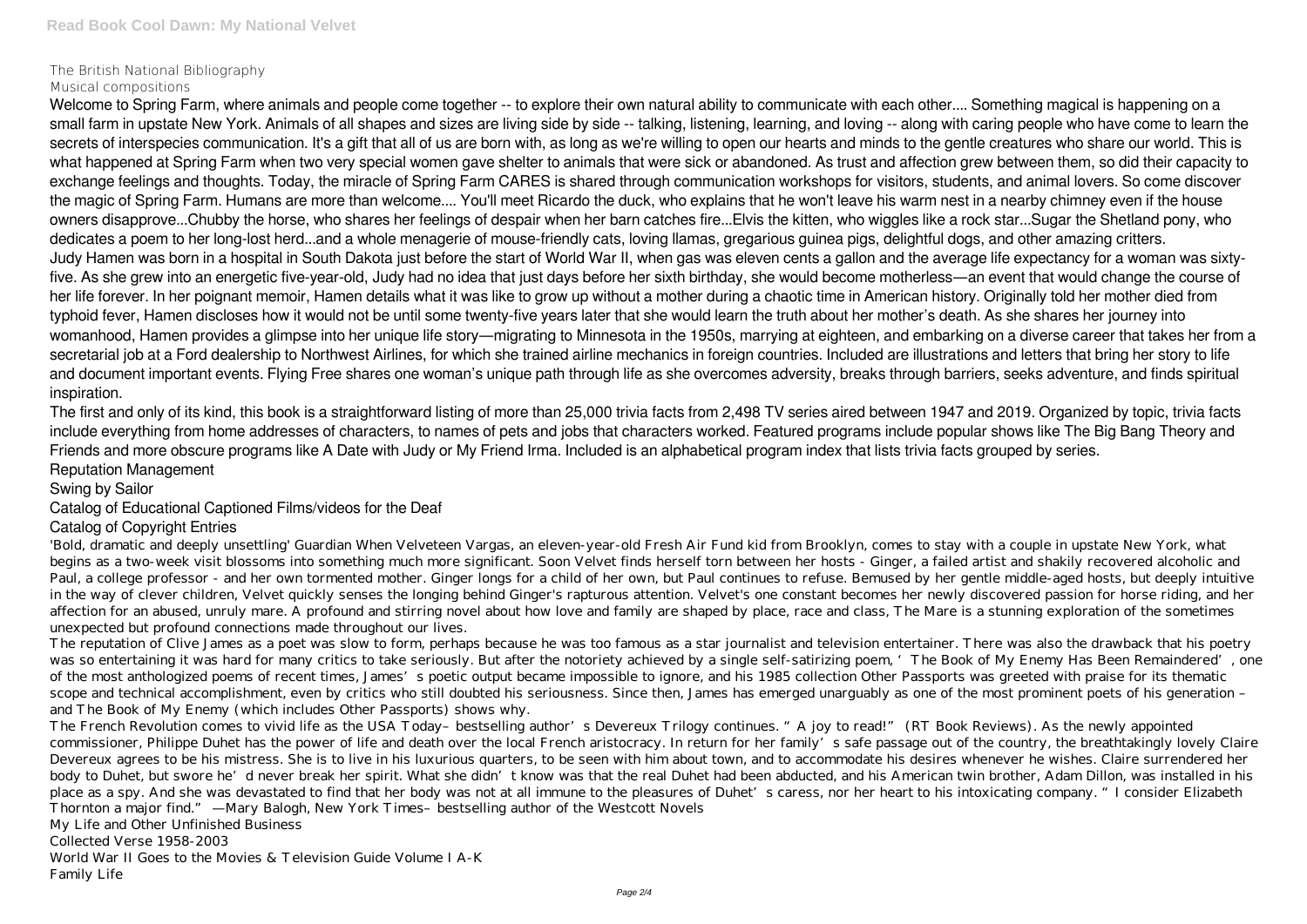The British National Bibliography
Musical compositions

Welcome to Spring Farm, where animals and people come together -- to explore their own natural ability to communicate with each other.... Something magical is happening on a small farm in upstate New York. Animals of all shapes and sizes are living side by side -- talking, listening, learning, and loving -- along with caring people who have come to learn the secrets of interspecies communication. It's a gift that all of us are born with, as long as we're willing to open our hearts and minds to the gentle creatures who share our world. This is what happened at Spring Farm when two very special women gave shelter to animals that were sick or abandoned. As trust and affection grew between them, so did their capacity to exchange feelings and thoughts. Today, the miracle of Spring Farm CARES is shared through communication workshops for visitors, students, and animal lovers. So come discover the magic of Spring Farm. Humans are more than welcome.... You'll meet Ricardo the duck, who explains that he won't leave his warm nest in a nearby chimney even if the house owners disapprove...Chubby the horse, who shares her feelings of despair when her barn catches fire...Elvis the kitten, who wiggles like a rock star...Sugar the Shetland pony, who dedicates a poem to her long-lost herd...and a whole menagerie of mouse-friendly cats, loving llamas, gregarious guinea pigs, delightful dogs, and other amazing critters.

Judy Hamen was born in a hospital in South Dakota just before the start of World War II, when gas was eleven cents a gallon and the average life expectancy for a woman was sixty-five. As she grew into an energetic five-year-old, Judy had no idea that just days before her sixth birthday, she would become motherless—an event that would change the course of her life forever. In her poignant memoir, Hamen details what it was like to grow up without a mother during a chaotic time in American history. Originally told her mother died from typhoid fever, Hamen discloses how it would not be until some twenty-five years later that she would learn the truth about her mother's death. As she shares her journey into womanhood, Hamen provides a glimpse into her unique life story—migrating to Minnesota in the 1950s, marrying at eighteen, and embarking on a diverse career that takes her from a secretarial job at a Ford dealership to Northwest Airlines, for which she trained airline mechanics in foreign countries. Included are illustrations and letters that bring her story to life and document important events. Flying Free shares one woman's unique path through life as she overcomes adversity, breaks through barriers, seeks adventure, and finds spiritual inspiration.

The first and only of its kind, this book is a straightforward listing of more than 25,000 trivia facts from 2,498 TV series aired between 1947 and 2019. Organized by topic, trivia facts include everything from home addresses of characters, to names of pets and jobs that characters worked. Featured programs include popular shows like The Big Bang Theory and Friends and more obscure programs like A Date with Judy or My Friend Irma. Included is an alphabetical program index that lists trivia facts grouped by series.

Reputation Management
Swing by Sailor
Catalog of Educational Captioned Films/videos for the Deaf
Catalog of Copyright Entries

'Bold, dramatic and deeply unsettling' Guardian When Velveteen Vargas, an eleven-year-old Fresh Air Fund kid from Brooklyn, comes to stay with a couple in upstate New York, what begins as a two-week visit blossoms into something much more significant. Soon Velvet finds herself torn between her hosts - Ginger, a failed artist and shakily recovered alcoholic and Paul, a college professor - and her own tormented mother. Ginger longs for a child of her own, but Paul continues to refuse. Bemused by her gentle middle-aged hosts, but deeply intuitive in the way of clever children, Velvet quickly senses the longing behind Ginger's rapturous attention. Velvet's one constant becomes her newly discovered passion for horse riding, and her affection for an abused, unruly mare. A profound and stirring novel about how love and family are shaped by place, race and class, The Mare is a stunning exploration of the sometimes unexpected but profound connections made throughout our lives.

The reputation of Clive James as a poet was slow to form, perhaps because he was too famous as a star journalist and television entertainer. There was also the drawback that his poetry was so entertaining it was hard for many critics to take seriously. But after the notoriety achieved by a single self-satirizing poem, 'The Book of My Enemy Has Been Remaindered', one of the most anthologized poems of recent times, James's poetic output became impossible to ignore, and his 1985 collection Other Passports was greeted with praise for its thematic scope and technical accomplishment, even by critics who still doubted his seriousness. Since then, James has emerged unarguably as one of the most prominent poets of his generation – and The Book of My Enemy (which includes Other Passports) shows why.

The French Revolution comes to vivid life as the USA Today–bestselling author's Devereux Trilogy continues. "A joy to read!" (RT Book Reviews). As the newly appointed commissioner, Philippe Duhet has the power of life and death over the local French aristocracy. In return for her family's safe passage out of the country, the breathtakingly lovely Claire Devereux agrees to be his mistress. She is to live in his luxurious quarters, to be seen with him about town, and to accommodate his desires whenever he wishes. Claire surrendered her body to Duhet, but swore he'd never break her spirit. What she didn't know was that the real Duhet had been abducted, and his American twin brother, Adam Dillon, was installed in his place as a spy. And she was devastated to find that her body was not at all immune to the pleasures of Duhet's caress, nor her heart to his intoxicating company. "I consider Elizabeth Thornton a major find." —Mary Balogh, New York Times–bestselling author of the Westcott Novels

My Life and Other Unfinished Business
Collected Verse 1958-2003
World War II Goes to the Movies & Television Guide Volume I A-K
Family Life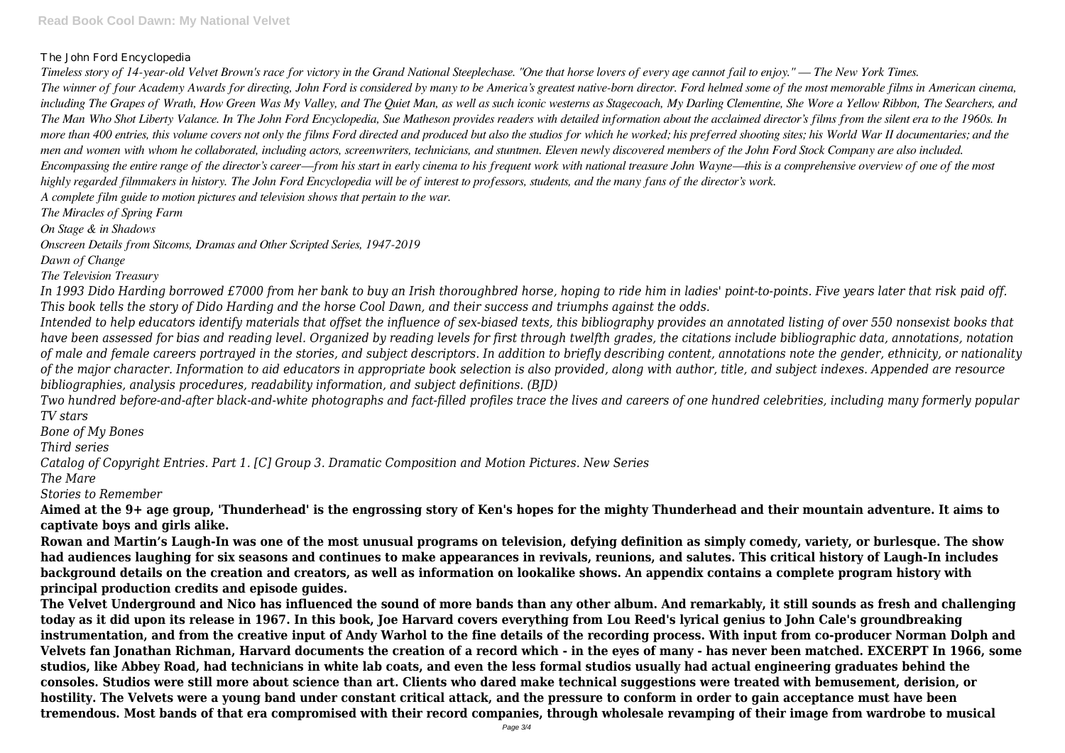The John Ford Encyclopedia

*Timeless story of 14-year-old Velvet Brown's race for victory in the Grand National Steeplechase. "One that horse lovers of every age cannot fail to enjoy." — The New York Times.*

*The winner of four Academy Awards for directing, John Ford is considered by many to be America's greatest native-born director. Ford helmed some of the most memorable films in American cinema, including The Grapes of Wrath, How Green Was My Valley, and The Quiet Man, as well as such iconic westerns as Stagecoach, My Darling Clementine, She Wore a Yellow Ribbon, The Searchers, and The Man Who Shot Liberty Valance. In The John Ford Encyclopedia, Sue Matheson provides readers with detailed information about the acclaimed director's films from the silent era to the 1960s. In more than 400 entries, this volume covers not only the films Ford directed and produced but also the studios for which he worked; his preferred shooting sites; his World War II documentaries; and the men and women with whom he collaborated, including actors, screenwriters, technicians, and stuntmen. Eleven newly discovered members of the John Ford Stock Company are also included. Encompassing the entire range of the director's career—from his start in early cinema to his frequent work with national treasure John Wayne—this is a comprehensive overview of one of the most highly regarded filmmakers in history. The John Ford Encyclopedia will be of interest to professors, students, and the many fans of the director's work.*

*A complete film guide to motion pictures and television shows that pertain to the war.*

*The Miracles of Spring Farm*

*On Stage & in Shadows*

*Onscreen Details from Sitcoms, Dramas and Other Scripted Series, 1947-2019*

*Dawn of Change*

*The Television Treasury*

*In 1993 Dido Harding borrowed £7000 from her bank to buy an Irish thoroughbred horse, hoping to ride him in ladies' point-to-points. Five years later that risk paid off. This book tells the story of Dido Harding and the horse Cool Dawn, and their success and triumphs against the odds.*

*Intended to help educators identify materials that offset the influence of sex-biased texts, this bibliography provides an annotated listing of over 550 nonsexist books that have been assessed for bias and reading level. Organized by reading levels for first through twelfth grades, the citations include bibliographic data, annotations, notation of male and female careers portrayed in the stories, and subject descriptors. In addition to briefly describing content, annotations note the gender, ethnicity, or nationality of the major character. Information to aid educators in appropriate book selection is also provided, along with author, title, and subject indexes. Appended are resource bibliographies, analysis procedures, readability information, and subject definitions. (BJD)*

*Two hundred before-and-after black-and-white photographs and fact-filled profiles trace the lives and careers of one hundred celebrities, including many formerly popular TV stars*

*Bone of My Bones*

*Third series*

*Catalog of Copyright Entries. Part 1. [C] Group 3. Dramatic Composition and Motion Pictures. New Series*

*The Mare*

*Stories to Remember*

**Aimed at the 9+ age group, 'Thunderhead' is the engrossing story of Ken's hopes for the mighty Thunderhead and their mountain adventure. It aims to captivate boys and girls alike.**

**Rowan and Martin's Laugh-In was one of the most unusual programs on television, defying definition as simply comedy, variety, or burlesque. The show had audiences laughing for six seasons and continues to make appearances in revivals, reunions, and salutes. This critical history of Laugh-In includes background details on the creation and creators, as well as information on lookalike shows. An appendix contains a complete program history with principal production credits and episode guides.**

**The Velvet Underground and Nico has influenced the sound of more bands than any other album. And remarkably, it still sounds as fresh and challenging today as it did upon its release in 1967. In this book, Joe Harvard covers everything from Lou Reed's lyrical genius to John Cale's groundbreaking instrumentation, and from the creative input of Andy Warhol to the fine details of the recording process. With input from co-producer Norman Dolph and Velvets fan Jonathan Richman, Harvard documents the creation of a record which - in the eyes of many - has never been matched. EXCERPT In 1966, some studios, like Abbey Road, had technicians in white lab coats, and even the less formal studios usually had actual engineering graduates behind the consoles. Studios were still more about science than art. Clients who dared make technical suggestions were treated with bemusement, derision, or hostility. The Velvets were a young band under constant critical attack, and the pressure to conform in order to gain acceptance must have been tremendous. Most bands of that era compromised with their record companies, through wholesale revamping of their image from wardrobe to musical**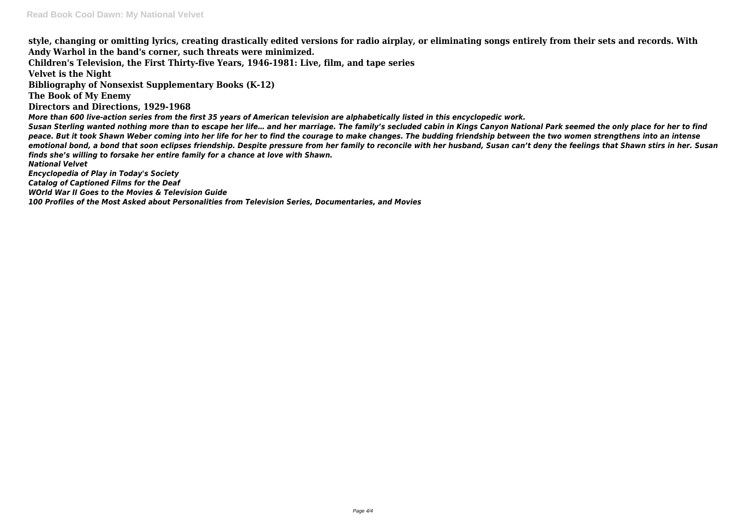**style, changing or omitting lyrics, creating drastically edited versions for radio airplay, or eliminating songs entirely from their sets and records. With Andy Warhol in the band's corner, such threats were minimized.**

**Children's Television, the First Thirty-five Years, 1946-1981: Live, film, and tape series**

**Velvet is the Night**

**Bibliography of Nonsexist Supplementary Books (K-12)**

**The Book of My Enemy**

**Directors and Directions, 1929-1968**

***More than 600 live-action series from the first 35 years of American television are alphabetically listed in this encyclopedic work.***

***Susan Sterling wanted nothing more than to escape her life… and her marriage. The family's secluded cabin in Kings Canyon National Park seemed the only place for her to find peace. But it took Shawn Weber coming into her life for her to find the courage to make changes. The budding friendship between the two women strengthens into an intense emotional bond, a bond that soon eclipses friendship. Despite pressure from her family to reconcile with her husband, Susan can't deny the feelings that Shawn stirs in her. Susan finds she's willing to forsake her entire family for a chance at love with Shawn.***

***National Velvet***

***Encyclopedia of Play in Today's Society***

***Catalog of Captioned Films for the Deaf***

***WOrld War II Goes to the Movies & Television Guide***

***100 Profiles of the Most Asked about Personalities from Television Series, Documentaries, and Movies***